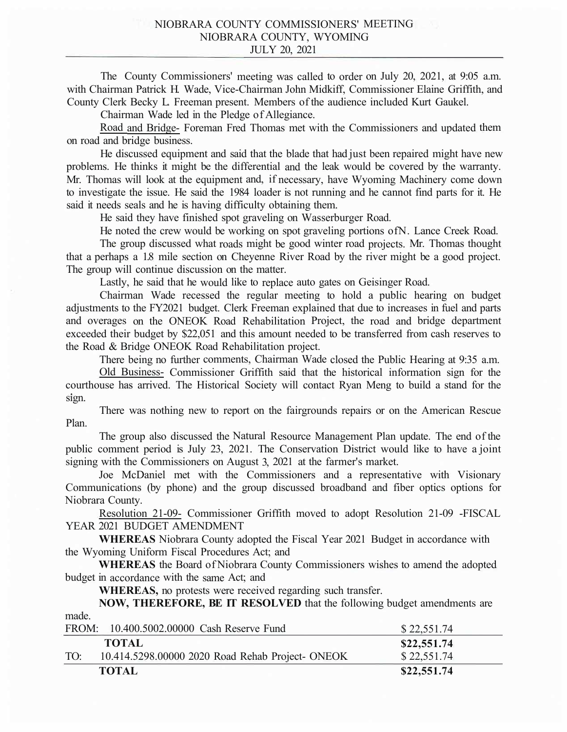# NIOBRARA COUNTY COMMISSIONERS' MEETING
## NIOBRARA COUNTY, WYOMING
## JULY 20, 2021

The County Commissioners' meeting was called to order on July 20, 2021, at 9:05 a.m. with Chairman Patrick H. Wade, Vice-Chairman John Midkiff, Commissioner Elaine Griffith, and County Clerk Becky L. Freeman present. Members of the audience included Kurt Gaukel.

Chairman Wade led in the Pledge of Allegiance.

Road and Bridge- Foreman Fred Thomas met with the Commissioners and updated them on road and bridge business.

He discussed equipment and said that the blade that had just been repaired might have new problems. He thinks it might be the differential and the leak would be covered by the warranty. Mr. Thomas will look at the equipment and, if necessary, have Wyoming Machinery come down to investigate the issue. He said the 1984 loader is not running and he cannot find parts for it. He said it needs seals and he is having difficulty obtaining them.

He said they have finished spot graveling on Wasserburger Road.

He noted the crew would be working on spot graveling portions of N. Lance Creek Road.

The group discussed what roads might be good winter road projects. Mr. Thomas thought that a perhaps a 1.8 mile section on Cheyenne River Road by the river might be a good project. The group will continue discussion on the matter.

Lastly, he said that he would like to replace auto gates on Geisinger Road.

Chairman Wade recessed the regular meeting to hold a public hearing on budget adjustments to the FY2021 budget. Clerk Freeman explained that due to increases in fuel and parts and overages on the ONEOK Road Rehabilitation Project, the road and bridge department exceeded their budget by $22,051 and this amount needed to be transferred from cash reserves to the Road & Bridge ONEOK Road Rehabilitation project.

There being no further comments, Chairman Wade closed the Public Hearing at 9:35 a.m.

Old Business- Commissioner Griffith said that the historical information sign for the courthouse has arrived. The Historical Society will contact Ryan Meng to build a stand for the sign.

There was nothing new to report on the fairgrounds repairs or on the American Rescue Plan.

The group also discussed the Natural Resource Management Plan update. The end of the public comment period is July 23, 2021. The Conservation District would like to have a joint signing with the Commissioners on August 3, 2021 at the farmer's market.

Joe McDaniel met with the Commissioners and a representative with Visionary Communications (by phone) and the group discussed broadband and fiber optics options for Niobrara County.

Resolution 21-09- Commissioner Griffith moved to adopt Resolution 21-09 -FISCAL YEAR 2021 BUDGET AMENDMENT

**WHEREAS** Niobrara County adopted the Fiscal Year 2021 Budget in accordance with the Wyoming Uniform Fiscal Procedures Act; and

**WHEREAS** the Board of Niobrara County Commissioners wishes to amend the adopted budget in accordance with the same Act; and

**WHEREAS,** no protests were received regarding such transfer.

**NOW, THEREFORE, BE IT RESOLVED** that the following budget amendments are made.

| | | |
|---|---|---|
| FROM: | 10.400.5002.00000 Cash Reserve Fund | $ 22,551.74 |
| | **TOTAL** | **$22,551.74** |
| TO: | 10.414.5298.00000 2020 Road Rehab Project- ONEOK | $ 22,551.74 |
| | **TOTAL** | **$22,551.74** |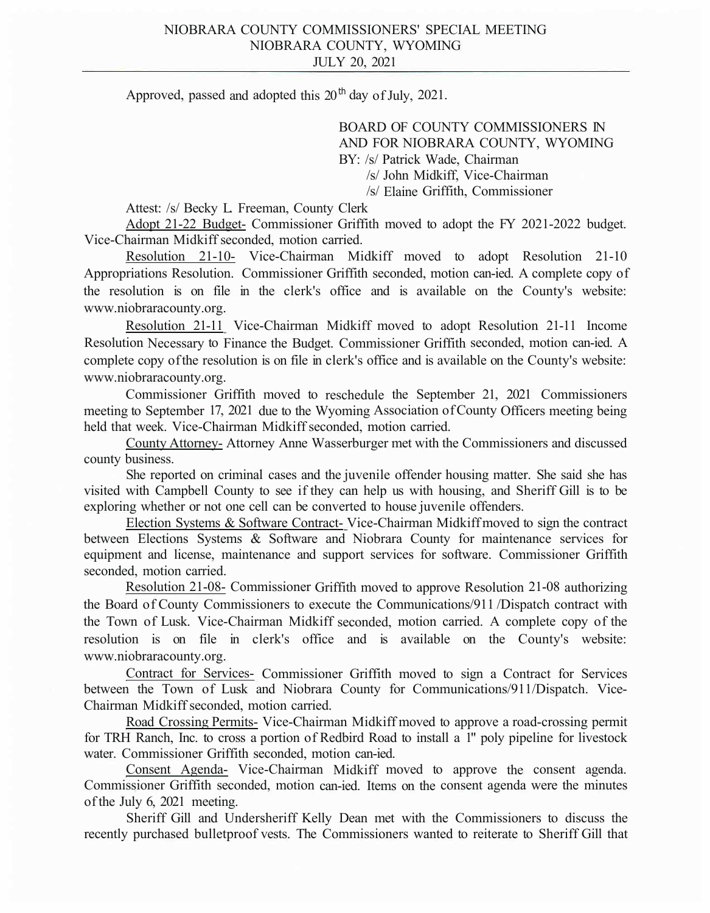Approved, passed and adopted this 20th day of July, 2021.

BOARD OF COUNTY COMMISSIONERS IN AND FOR NIOBRARA COUNTY, WYOMING
BY: /s/ Patrick Wade, Chairman
/s/ John Midkiff, Vice-Chairman
/s/ Elaine Griffith, Commissioner

Attest: /s/ Becky L. Freeman, County Clerk

Adopt 21-22 Budget- Commissioner Griffith moved to adopt the FY 2021-2022 budget. Vice-Chairman Midkiff seconded, motion carried.

Resolution 21-10- Vice-Chairman Midkiff moved to adopt Resolution 21-10 Appropriations Resolution. Commissioner Griffith seconded, motion can-ied. A complete copy of the resolution is on file in the clerk's office and is available on the County's website: www.niobraracounty.org.

Resolution 21-11 Vice-Chairman Midkiff moved to adopt Resolution 21-11 Income Resolution Necessary to Finance the Budget. Commissioner Griffith seconded, motion can-ied. A complete copy of the resolution is on file in clerk's office and is available on the County's website: www.niobraracounty.org.

Commissioner Griffith moved to reschedule the September 21, 2021 Commissioners meeting to September 17, 2021 due to the Wyoming Association of County Officers meeting being held that week. Vice-Chairman Midkiff seconded, motion carried.

County Attorney- Attorney Anne Wasserburger met with the Commissioners and discussed county business.

She reported on criminal cases and the juvenile offender housing matter. She said she has visited with Campbell County to see if they can help us with housing, and Sheriff Gill is to be exploring whether or not one cell can be converted to house juvenile offenders.

Election Systems & Software Contract- Vice-Chairman Midkiff moved to sign the contract between Elections Systems & Software and Niobrara County for maintenance services for equipment and license, maintenance and support services for software. Commissioner Griffith seconded, motion carried.

Resolution 21-08- Commissioner Griffith moved to approve Resolution 21-08 authorizing the Board of County Commissioners to execute the Communications/911/Dispatch contract with the Town of Lusk. Vice-Chairman Midkiff seconded, motion carried. A complete copy of the resolution is on file in clerk's office and is available on the County's website: www.niobraracounty.org.

Contract for Services- Commissioner Griffith moved to sign a Contract for Services between the Town of Lusk and Niobrara County for Communications/911/Dispatch. Vice-Chairman Midkiff seconded, motion carried.

Road Crossing Permits- Vice-Chairman Midkiff moved to approve a road-crossing permit for TRH Ranch, Inc. to cross a portion of Redbird Road to install a 1" poly pipeline for livestock water. Commissioner Griffith seconded, motion can-ied.

Consent Agenda- Vice-Chairman Midkiff moved to approve the consent agenda. Commissioner Griffith seconded, motion can-ied. Items on the consent agenda were the minutes of the July 6, 2021 meeting.

Sheriff Gill and Undersheriff Kelly Dean met with the Commissioners to discuss the recently purchased bulletproof vests. The Commissioners wanted to reiterate to Sheriff Gill that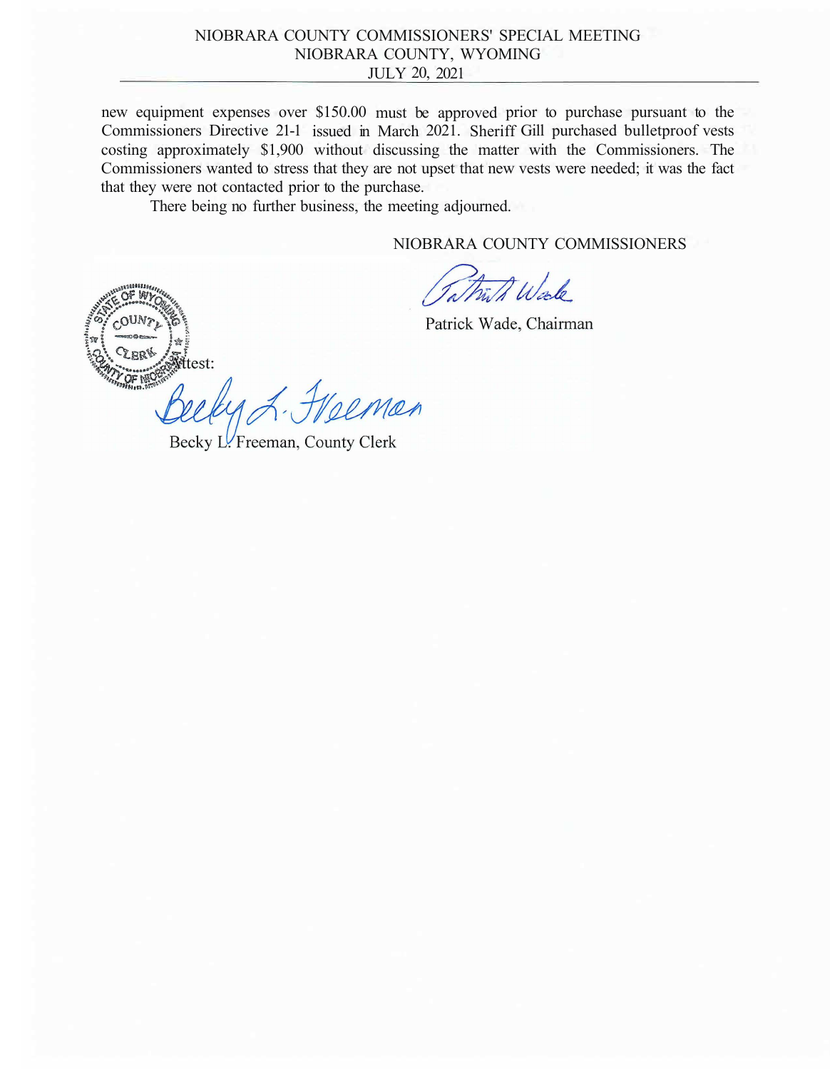new equipment expenses over $150.00 must be approved prior to purchase pursuant to the Commissioners Directive 21-1 issued in March 2021. Sheriff Gill purchased bulletproof vests costing approximately $1,900 without discussing the matter with the Commissioners. The Commissioners wanted to stress that they are not upset that new vests were needed; it was the fact that they were not contacted prior to the purchase.

There being no further business, the meeting adjourned.

NIOBRARA COUNTY COMMISSIONERS

Patrick Wade, Chairman

Attest:

Becky L. Freeman, County Clerk